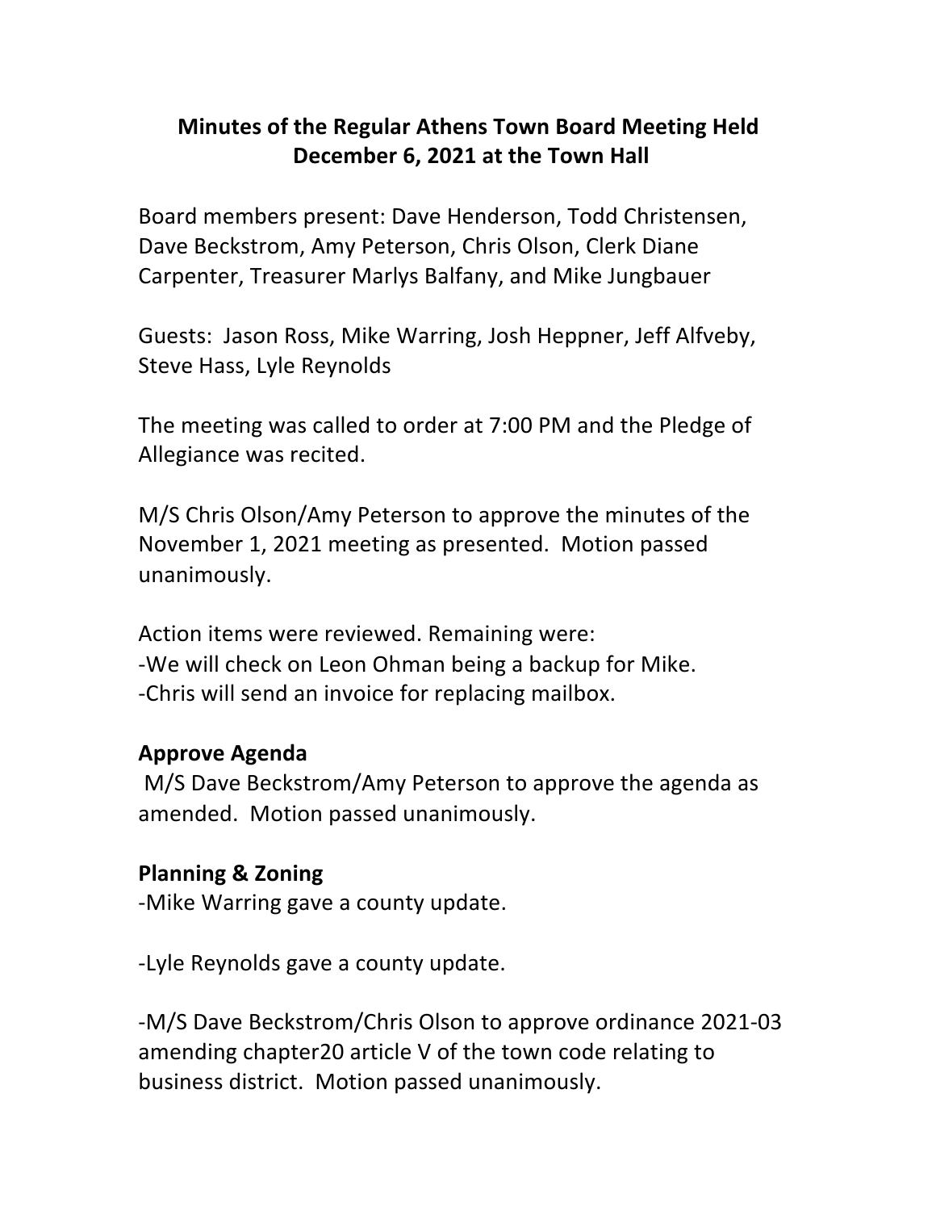# Minutes of the Regular Athens Town Board Meeting Held December 6, 2021 at the Town Hall

Board members present: Dave Henderson, Todd Christensen, Dave Beckstrom, Amy Peterson, Chris Olson, Clerk Diane Carpenter, Treasurer Marlys Balfany, and Mike Jungbauer

Guests: Jason Ross, Mike Warring, Josh Heppner, Jeff Alfveby, Steve Hass, Lyle Reynolds

The meeting was called to order at 7:00 PM and the Pledge of Allegiance was recited.

M/S Chris Olson/Amy Peterson to approve the minutes of the November 1, 2021 meeting as presented. Motion passed unanimously.

Action items were reviewed. Remaining were:
-We will check on Leon Ohman being a backup for Mike.
-Chris will send an invoice for replacing mailbox.

**Approve Agenda**

M/S Dave Beckstrom/Amy Peterson to approve the agenda as amended. Motion passed unanimously.

**Planning & Zoning**

-Mike Warring gave a county update.

-Lyle Reynolds gave a county update.

-M/S Dave Beckstrom/Chris Olson to approve ordinance 2021-03 amending chapter20 article V of the town code relating to business district. Motion passed unanimously.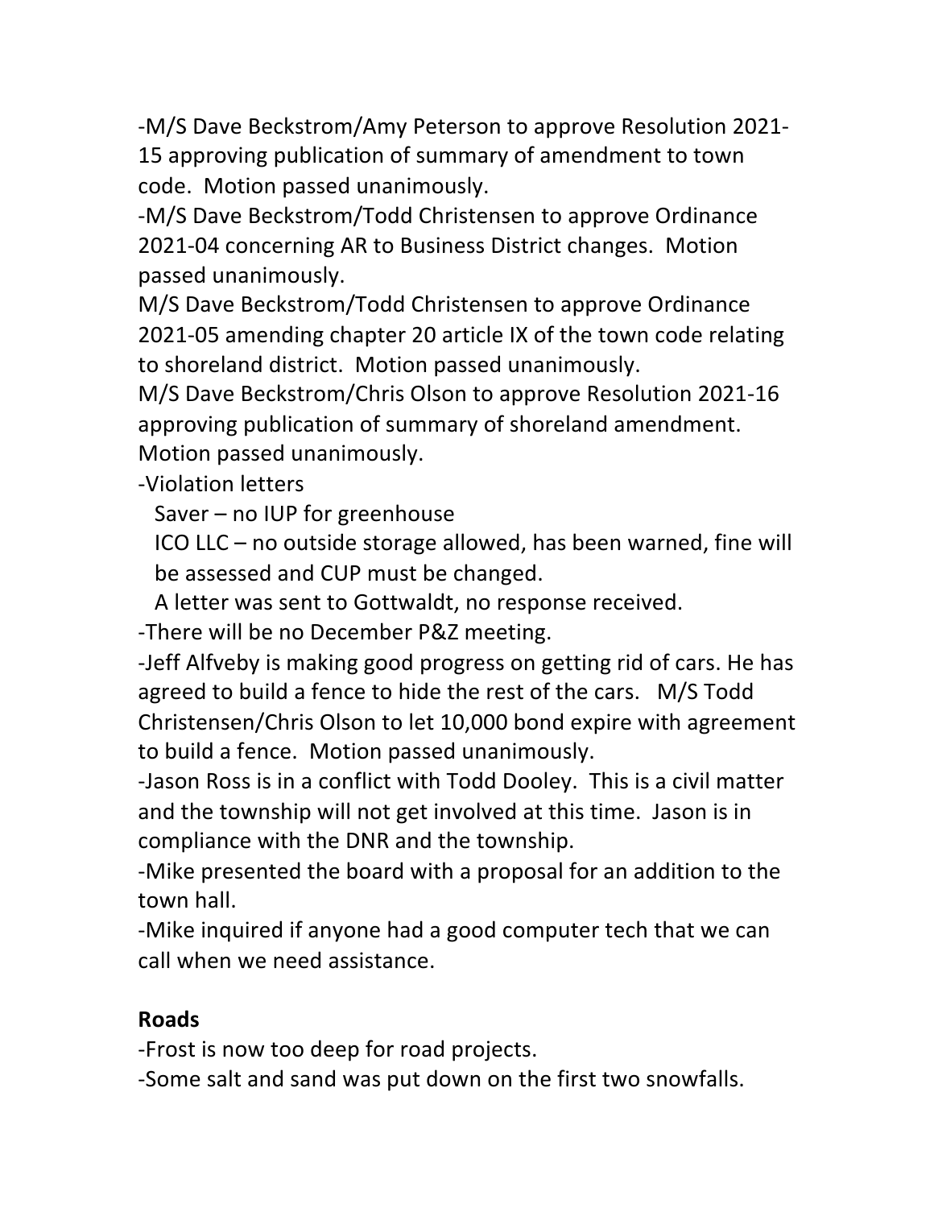-M/S Dave Beckstrom/Amy Peterson to approve Resolution 2021-15 approving publication of summary of amendment to town code. Motion passed unanimously.

-M/S Dave Beckstrom/Todd Christensen to approve Ordinance 2021-04 concerning AR to Business District changes. Motion passed unanimously.

M/S Dave Beckstrom/Todd Christensen to approve Ordinance 2021-05 amending chapter 20 article IX of the town code relating to shoreland district. Motion passed unanimously.

M/S Dave Beckstrom/Chris Olson to approve Resolution 2021-16 approving publication of summary of shoreland amendment. Motion passed unanimously.

-Violation letters

  Saver – no IUP for greenhouse

  ICO LLC – no outside storage allowed, has been warned, fine will be assessed and CUP must be changed.

  A letter was sent to Gottwaldt, no response received.

-There will be no December P&Z meeting.

-Jeff Alfveby is making good progress on getting rid of cars. He has agreed to build a fence to hide the rest of the cars. M/S Todd Christensen/Chris Olson to let 10,000 bond expire with agreement to build a fence. Motion passed unanimously.

-Jason Ross is in a conflict with Todd Dooley. This is a civil matter and the township will not get involved at this time. Jason is in compliance with the DNR and the township.

-Mike presented the board with a proposal for an addition to the town hall.

-Mike inquired if anyone had a good computer tech that we can call when we need assistance.

**Roads**

-Frost is now too deep for road projects.

-Some salt and sand was put down on the first two snowfalls.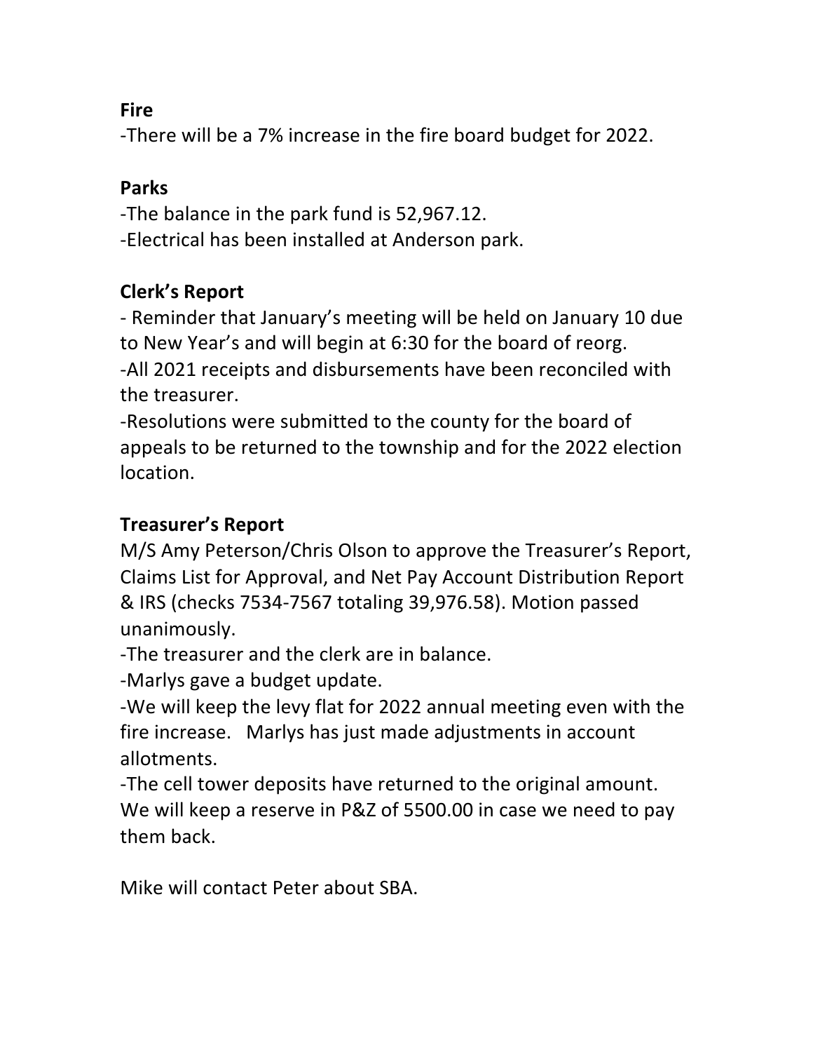**Fire**

-There will be a 7% increase in the fire board budget for 2022.

**Parks**

-The balance in the park fund is 52,967.12.
-Electrical has been installed at Anderson park.

**Clerk's Report**

- Reminder that January's meeting will be held on January 10 due to New Year's and will begin at 6:30 for the board of reorg.
-All 2021 receipts and disbursements have been reconciled with the treasurer.
-Resolutions were submitted to the county for the board of appeals to be returned to the township and for the 2022 election location.

**Treasurer's Report**

M/S Amy Peterson/Chris Olson to approve the Treasurer's Report, Claims List for Approval, and Net Pay Account Distribution Report & IRS (checks 7534-7567 totaling 39,976.58). Motion passed unanimously.
-The treasurer and the clerk are in balance.
-Marlys gave a budget update.
-We will keep the levy flat for 2022 annual meeting even with the fire increase. Marlys has just made adjustments in account allotments.
-The cell tower deposits have returned to the original amount. We will keep a reserve in P&Z of 5500.00 in case we need to pay them back.

Mike will contact Peter about SBA.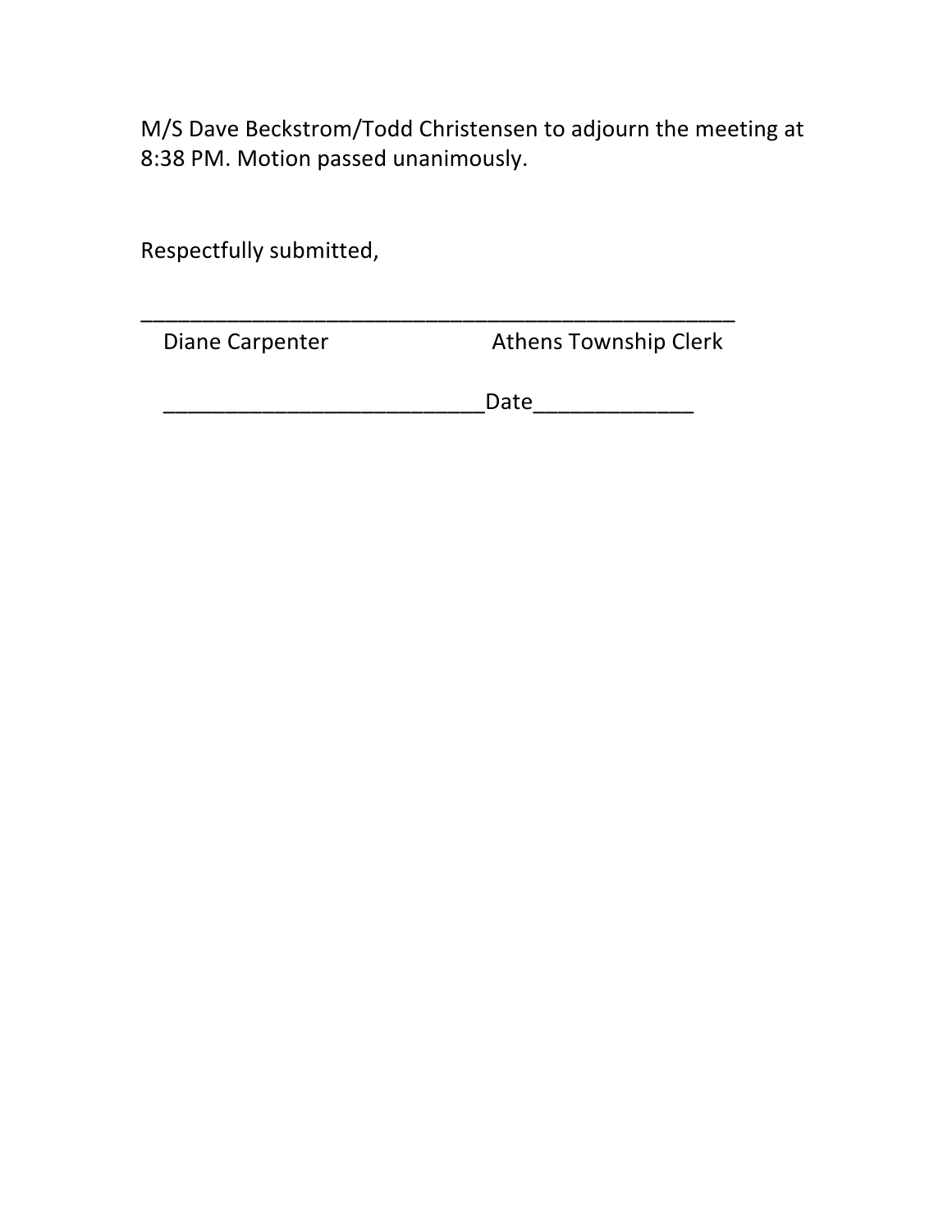M/S Dave Beckstrom/Todd Christensen to adjourn the meeting at 8:38 PM. Motion passed unanimously.

Respectfully submitted,

\_\_\_\_\_\_\_\_\_\_\_\_\_\_\_\_\_\_\_\_\_\_\_\_\_\_\_\_\_\_\_\_\_\_\_\_\_\_\_\_\_\_\_\_\_\_\_\_\_\_\_\_

Diane Carpenter                         Athens Township Clerk

\_\_\_\_\_\_\_\_\_\_\_\_\_\_\_\_\_\_\_\_\_\_\_\_\_\_\_\_\_Date\_\_\_\_\_\_\_\_\_\_\_\_\_